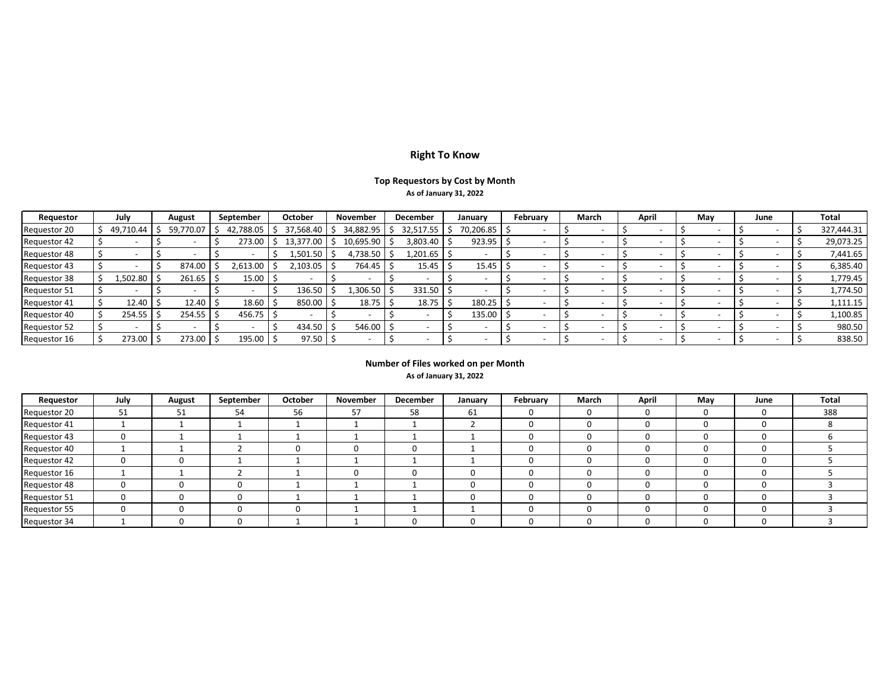# Right To Know

### Top Requestors by Cost by Month

**As of January 31, 2022**

| Requestor | July | August | September | October | November | December | January | February | March | April | May | June | Total |
|---|---|---|---|---|---|---|---|---|---|---|---|---|---|
| Requestor 20 | $ 49,710.44 | $ 59,770.07 | $ 42,788.05 | $ 37,568.40 | $ 34,882.95 | $ 32,517.55 | $ 70,206.85 | $ - | $ - | $ - | $ - | $ - | $ 327,444.31 |
| Requestor 42 | $ - | $ - | $ 273.00 | $ 13,377.00 | $ 10,695.90 | $ 3,803.40 | $ 923.95 | $ - | $ - | $ - | $ - | $ - | $ 29,073.25 |
| Requestor 48 | $ - | $ - | $ - | $ 1,501.50 | $ 4,738.50 | $ 1,201.65 | $ - | $ - | $ - | $ - | $ - | $ - | $ 7,441.65 |
| Requestor 43 | $ - | $ 874.00 | $ 2,613.00 | $ 2,103.05 | $ 764.45 | $ 15.45 | $ 15.45 | $ - | $ - | $ - | $ - | $ - | $ 6,385.40 |
| Requestor 38 | $ 1,502.80 | $ 261.65 | $ 15.00 | $ - | $ - | $ - | $ - | $ - | $ - | $ - | $ - | $ - | $ 1,779.45 |
| Requestor 51 | $ - | $ - | $ - | $ 136.50 | $ 1,306.50 | $ 331.50 | $ - | $ - | $ - | $ - | $ - | $ - | $ 1,774.50 |
| Requestor 41 | $ 12.40 | $ 12.40 | $ 18.60 | $ 850.00 | $ 18.75 | $ 18.75 | $ 180.25 | $ - | $ - | $ - | $ - | $ - | $ 1,111.15 |
| Requestor 40 | $ 254.55 | $ 254.55 | $ 456.75 | $ - | $ - | $ - | $ 135.00 | $ - | $ - | $ - | $ - | $ - | $ 1,100.85 |
| Requestor 52 | $ - | $ - | $ - | $ 434.50 | $ 546.00 | $ - | $ - | $ - | $ - | $ - | $ - | $ - | $ 980.50 |
| Requestor 16 | $ 273.00 | $ 273.00 | $ 195.00 | $ 97.50 | $ - | $ - | $ - | $ - | $ - | $ - | $ - | $ - | $ 838.50 |

### Number of Files worked on per Month

**As of January 31, 2022**

| Requestor | July | August | September | October | November | December | January | February | March | April | May | June | Total |
|---|---|---|---|---|---|---|---|---|---|---|---|---|---|
| Requestor 20 | 51 | 51 | 54 | 56 | 57 | 58 | 61 | 0 | 0 | 0 | 0 | 0 | 388 |
| Requestor 41 | 1 | 1 | 1 | 1 | 1 | 1 | 2 | 0 | 0 | 0 | 0 | 0 | 8 |
| Requestor 43 | 0 | 1 | 1 | 1 | 1 | 1 | 1 | 0 | 0 | 0 | 0 | 0 | 6 |
| Requestor 40 | 1 | 1 | 2 | 0 | 0 | 0 | 1 | 0 | 0 | 0 | 0 | 0 | 5 |
| Requestor 42 | 0 | 0 | 1 | 1 | 1 | 1 | 1 | 0 | 0 | 0 | 0 | 0 | 5 |
| Requestor 16 | 1 | 1 | 2 | 1 | 0 | 0 | 0 | 0 | 0 | 0 | 0 | 0 | 5 |
| Requestor 48 | 0 | 0 | 0 | 1 | 1 | 1 | 0 | 0 | 0 | 0 | 0 | 0 | 3 |
| Requestor 51 | 0 | 0 | 0 | 1 | 1 | 1 | 0 | 0 | 0 | 0 | 0 | 0 | 3 |
| Requestor 55 | 0 | 0 | 0 | 0 | 1 | 1 | 1 | 0 | 0 | 0 | 0 | 0 | 3 |
| Requestor 34 | 1 | 0 | 0 | 1 | 1 | 0 | 0 | 0 | 0 | 0 | 0 | 0 | 3 |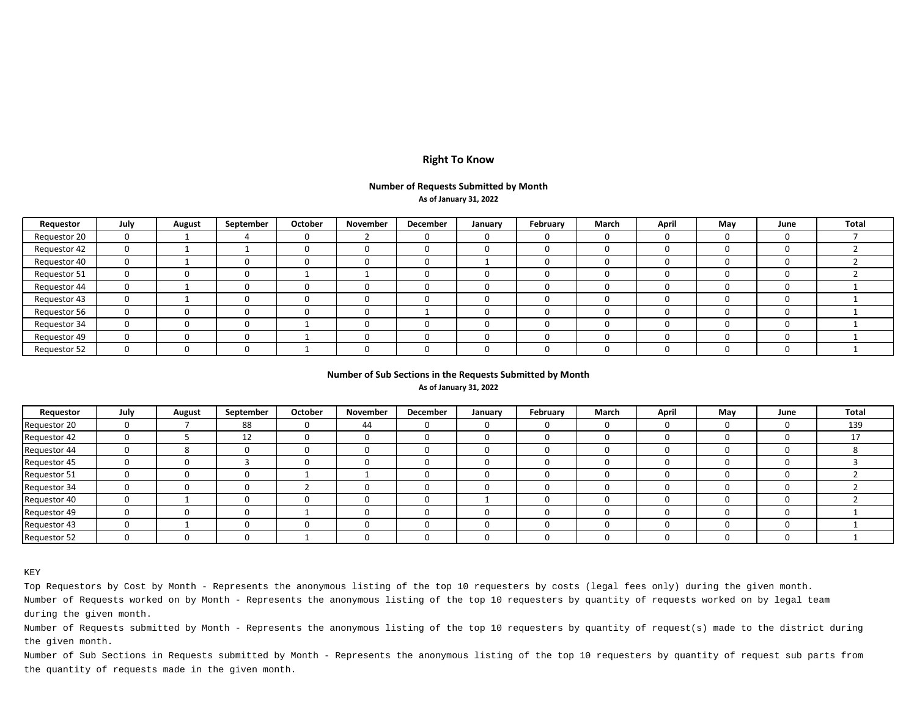# Right To Know

### Number of Requests Submitted by Month

**As of January 31, 2022**

| Requestor | July | August | September | October | November | December | January | February | March | April | May | June | Total |
|---|---|---|---|---|---|---|---|---|---|---|---|---|---|
| Requestor 20 | 0 | 1 | 4 | 0 | 2 | 0 | 0 | 0 | 0 | 0 | 0 | 0 | 7 |
| Requestor 42 | 0 | 1 | 1 | 0 | 0 | 0 | 0 | 0 | 0 | 0 | 0 | 0 | 2 |
| Requestor 40 | 0 | 1 | 0 | 0 | 0 | 0 | 1 | 0 | 0 | 0 | 0 | 0 | 2 |
| Requestor 51 | 0 | 0 | 0 | 1 | 1 | 0 | 0 | 0 | 0 | 0 | 0 | 0 | 2 |
| Requestor 44 | 0 | 1 | 0 | 0 | 0 | 0 | 0 | 0 | 0 | 0 | 0 | 0 | 1 |
| Requestor 43 | 0 | 1 | 0 | 0 | 0 | 0 | 0 | 0 | 0 | 0 | 0 | 0 | 1 |
| Requestor 56 | 0 | 0 | 0 | 0 | 0 | 1 | 0 | 0 | 0 | 0 | 0 | 0 | 1 |
| Requestor 34 | 0 | 0 | 0 | 1 | 0 | 0 | 0 | 0 | 0 | 0 | 0 | 0 | 1 |
| Requestor 49 | 0 | 0 | 0 | 1 | 0 | 0 | 0 | 0 | 0 | 0 | 0 | 0 | 1 |
| Requestor 52 | 0 | 0 | 0 | 1 | 0 | 0 | 0 | 0 | 0 | 0 | 0 | 0 | 1 |

### Number of Sub Sections in the Requests Submitted by Month

**As of January 31, 2022**

| Requestor | July | August | September | October | November | December | January | February | March | April | May | June | Total |
|---|---|---|---|---|---|---|---|---|---|---|---|---|---|
| Requestor 20 | 0 | 7 | 88 | 0 | 44 | 0 | 0 | 0 | 0 | 0 | 0 | 0 | 139 |
| Requestor 42 | 0 | 5 | 12 | 0 | 0 | 0 | 0 | 0 | 0 | 0 | 0 | 0 | 17 |
| Requestor 44 | 0 | 8 | 0 | 0 | 0 | 0 | 0 | 0 | 0 | 0 | 0 | 0 | 8 |
| Requestor 45 | 0 | 0 | 3 | 0 | 0 | 0 | 0 | 0 | 0 | 0 | 0 | 0 | 3 |
| Requestor 51 | 0 | 0 | 0 | 1 | 1 | 0 | 0 | 0 | 0 | 0 | 0 | 0 | 2 |
| Requestor 34 | 0 | 0 | 0 | 2 | 0 | 0 | 0 | 0 | 0 | 0 | 0 | 0 | 2 |
| Requestor 40 | 0 | 1 | 0 | 0 | 0 | 0 | 1 | 0 | 0 | 0 | 0 | 0 | 2 |
| Requestor 49 | 0 | 0 | 0 | 1 | 0 | 0 | 0 | 0 | 0 | 0 | 0 | 0 | 1 |
| Requestor 43 | 0 | 1 | 0 | 0 | 0 | 0 | 0 | 0 | 0 | 0 | 0 | 0 | 1 |
| Requestor 52 | 0 | 0 | 0 | 1 | 0 | 0 | 0 | 0 | 0 | 0 | 0 | 0 | 1 |

KEY

Top Requestors by Cost by Month - Represents the anonymous listing of the top 10 requesters by costs (legal fees only) during the given month.

Number of Requests worked on by Month - Represents the anonymous listing of the top 10 requesters by quantity of requests worked on by legal team during the given month.

Number of Requests submitted by Month - Represents the anonymous listing of the top 10 requesters by quantity of request(s) made to the district during the given month.

Number of Sub Sections in Requests submitted by Month - Represents the anonymous listing of the top 10 requesters by quantity of request sub parts from the quantity of requests made in the given month.